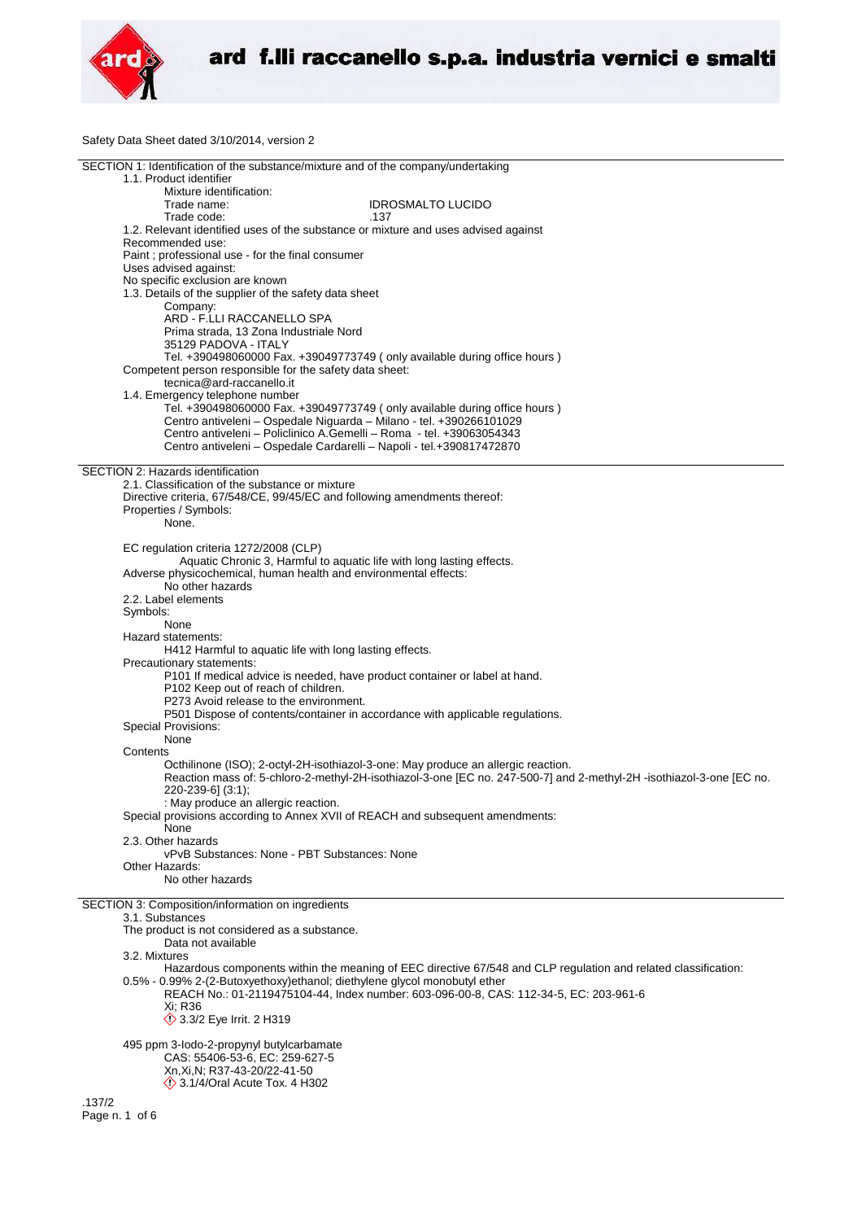ard f.lli raccanello s.p.a. industria vernici e smalti

Safety Data Sheet dated 3/10/2014, version 2

## SECTION 1: Identification of the substance/mixture and of the company/undertaking

1.1. Product identifier

Mixture identification:

Trade name: IDROSMALTO LUCIDO

Trade code: .137

1.2. Relevant identified uses of the substance or mixture and uses advised against

Recommended use:

Paint ; professional use - for the final consumer

Uses advised against:

No specific exclusion are known

1.3. Details of the supplier of the safety data sheet

Company:

ARD - F.LLI RACCANELLO SPA
Prima strada, 13 Zona Industriale Nord
35129 PADOVA - ITALY
Tel. +390498060000 Fax. +39049773749 ( only available during office hours )

Competent person responsible for the safety data sheet:

tecnica@ard-raccanello.it

1.4. Emergency telephone number

Tel. +390498060000 Fax. +39049773749 ( only available during office hours )
Centro antiveleni – Ospedale Niguarda – Milano - tel. +390266101029
Centro antiveleni – Policlinico A.Gemelli – Roma - tel. +39063054343
Centro antiveleni – Ospedale Cardarelli – Napoli - tel.+390817472870

## SECTION 2: Hazards identification

2.1. Classification of the substance or mixture

Directive criteria, 67/548/CE, 99/45/EC and following amendments thereof:

Properties / Symbols:

None.

EC regulation criteria 1272/2008 (CLP)

Aquatic Chronic 3, Harmful to aquatic life with long lasting effects.

Adverse physicochemical, human health and environmental effects:

No other hazards

2.2. Label elements

Symbols:

None

Hazard statements:

H412 Harmful to aquatic life with long lasting effects.

Precautionary statements:

P101 If medical advice is needed, have product container or label at hand.
P102 Keep out of reach of children.
P273 Avoid release to the environment.
P501 Dispose of contents/container in accordance with applicable regulations.

Special Provisions:

None

Contents

Octhilinone (ISO); 2-octyl-2H-isothiazol-3-one: May produce an allergic reaction.
Reaction mass of: 5-chloro-2-methyl-2H-isothiazol-3-one [EC no. 247-500-7] and 2-methyl-2H -isothiazol-3-one [EC no. 220-239-6] (3:1);
: May produce an allergic reaction.

Special provisions according to Annex XVII of REACH and subsequent amendments:

None

2.3. Other hazards

vPvB Substances: None - PBT Substances: None

Other Hazards:

No other hazards

## SECTION 3: Composition/information on ingredients

3.1. Substances

The product is not considered as a substance.

Data not available

3.2. Mixtures

Hazardous components within the meaning of EEC directive 67/548 and CLP regulation and related classification:

0.5% - 0.99% 2-(2-Butoxyethoxy)ethanol; diethylene glycol monobutyl ether

REACH No.: 01-2119475104-44, Index number: 603-096-00-8, CAS: 112-34-5, EC: 203-961-6
Xi; R36
3.3/2 Eye Irrit. 2 H319

495 ppm 3-Iodo-2-propynyl butylcarbamate

CAS: 55406-53-6, EC: 259-627-5
Xn,Xi,N; R37-43-20/22-41-50
3.1/4/Oral Acute Tox. 4 H302

.137/2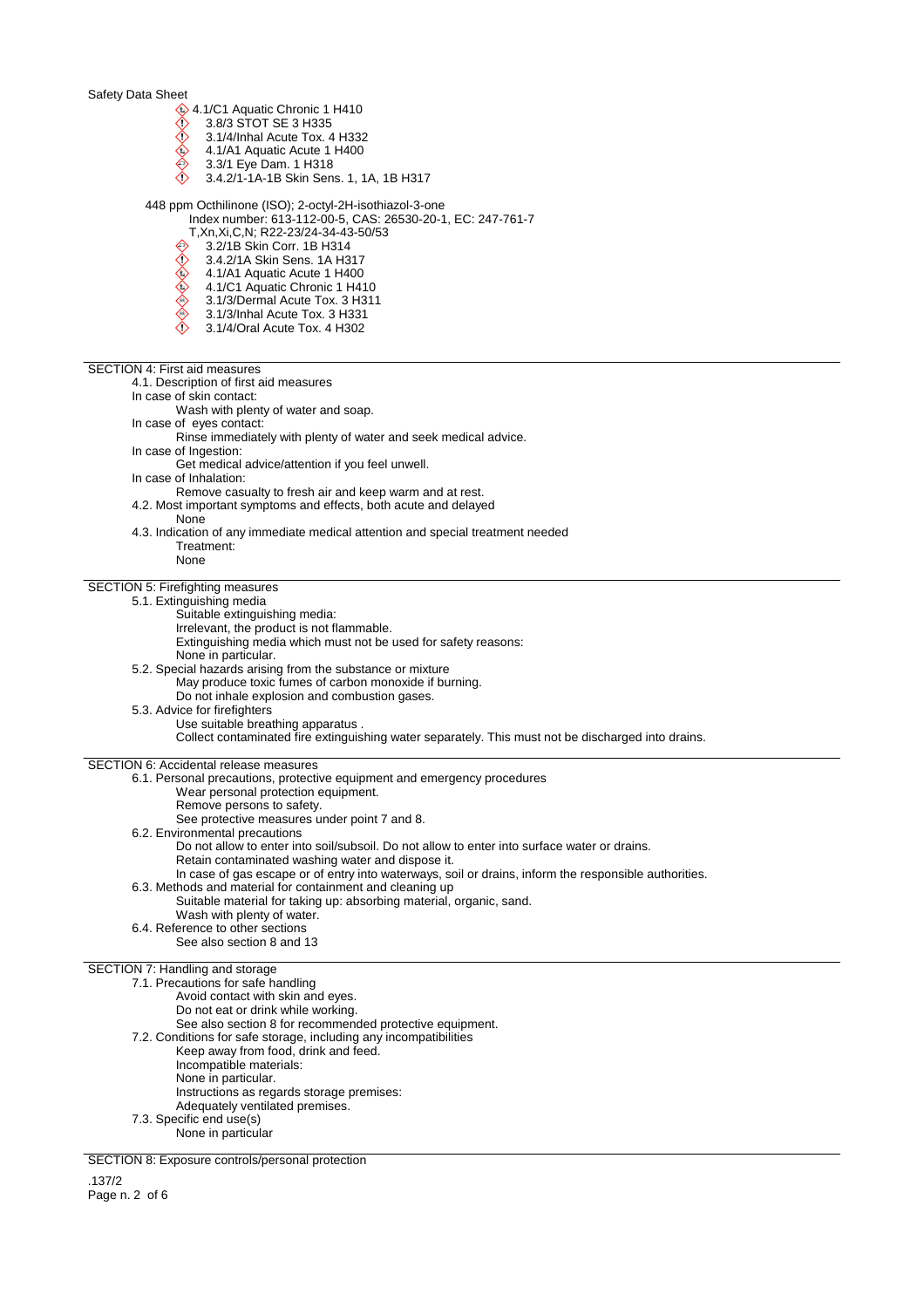- 4.1/C1 Aquatic Chronic 1 H410
- 3.8/3 STOT SE 3 H335
- 3.1/4/Inhal Acute Tox. 4 H332
- 4.1/A1 Aquatic Acute 1 H400
- 3.3/1 Eye Dam. 1 H318
- 3.4.2/1-1A-1B Skin Sens. 1, 1A, 1B H317

448 ppm Octhilinone (ISO); 2-octyl-2H-isothiazol-3-one

Index number: 613-112-00-5, CAS: 26530-20-1, EC: 247-761-7

T,Xn,Xi,C,N; R22-23/24-34-43-50/53

- 3.2/1B Skin Corr. 1B H314
- 3.4.2/1A Skin Sens. 1A H317
- 4.1/A1 Aquatic Acute 1 H400
- 4.1/C1 Aquatic Chronic 1 H410
- 3.1/3/Dermal Acute Tox. 3 H311
- 3.1/3/Inhal Acute Tox. 3 H331
- 3.1/4/Oral Acute Tox. 4 H302

## SECTION 4: First aid measures

4.1. Description of first aid measures

In case of skin contact:

Wash with plenty of water and soap.

In case of eyes contact:

Rinse immediately with plenty of water and seek medical advice.

In case of Ingestion:

Get medical advice/attention if you feel unwell.

In case of Inhalation:

Remove casualty to fresh air and keep warm and at rest.

4.2. Most important symptoms and effects, both acute and delayed

None

4.3. Indication of any immediate medical attention and special treatment needed

Treatment:

None

## SECTION 5: Firefighting measures

5.1. Extinguishing media

Suitable extinguishing media:

Irrelevant, the product is not flammable.

Extinguishing media which must not be used for safety reasons:

None in particular.

5.2. Special hazards arising from the substance or mixture

May produce toxic fumes of carbon monoxide if burning.

Do not inhale explosion and combustion gases.

5.3. Advice for firefighters

Use suitable breathing apparatus .

Collect contaminated fire extinguishing water separately. This must not be discharged into drains.

## SECTION 6: Accidental release measures

6.1. Personal precautions, protective equipment and emergency procedures

Wear personal protection equipment.

Remove persons to safety.

See protective measures under point 7 and 8.

6.2. Environmental precautions

Do not allow to enter into soil/subsoil. Do not allow to enter into surface water or drains.

Retain contaminated washing water and dispose it.

In case of gas escape or of entry into waterways, soil or drains, inform the responsible authorities.

6.3. Methods and material for containment and cleaning up

Suitable material for taking up: absorbing material, organic, sand.

Wash with plenty of water.

6.4. Reference to other sections

See also section 8 and 13

## SECTION 7: Handling and storage

7.1. Precautions for safe handling

Avoid contact with skin and eyes.

Do not eat or drink while working.

See also section 8 for recommended protective equipment.

7.2. Conditions for safe storage, including any incompatibilities

Keep away from food, drink and feed.

Incompatible materials:

None in particular.

Instructions as regards storage premises:

Adequately ventilated premises.

7.3. Specific end use(s)

None in particular

## SECTION 8: Exposure controls/personal protection

.137/2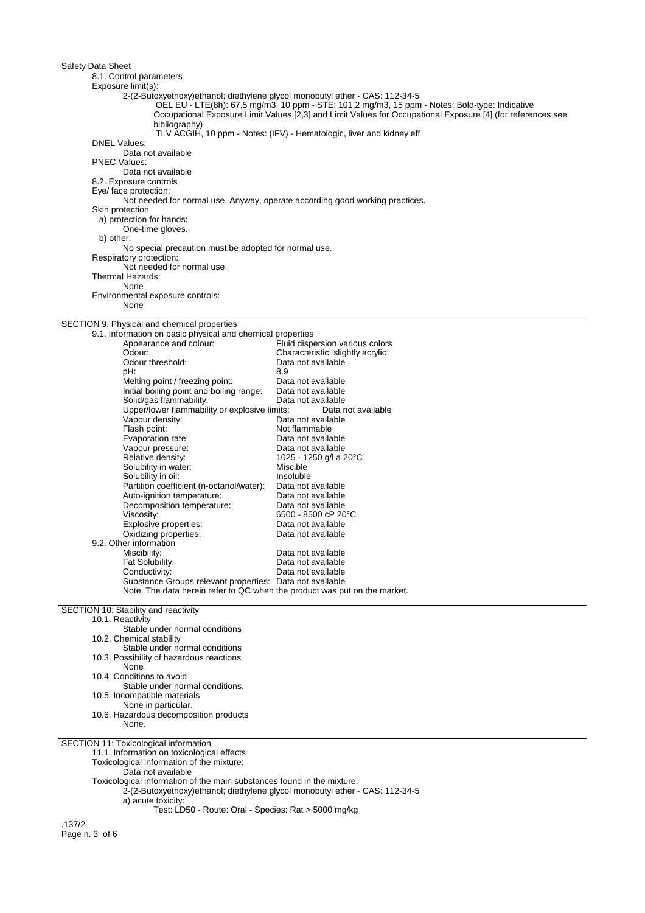Safety Data Sheet

8.1. Control parameters

Exposure limit(s):

2-(2-Butoxyethoxy)ethanol; diethylene glycol monobutyl ether - CAS: 112-34-5

OEL EU - LTE(8h): 67,5 mg/m3, 10 ppm - STE: 101,2 mg/m3, 15 ppm - Notes: Bold-type: Indicative Occupational Exposure Limit Values [2,3] and Limit Values for Occupational Exposure [4] (for references see bibliography)

TLV ACGIH, 10 ppm - Notes: (IFV) - Hematologic, liver and kidney eff

DNEL Values:

Data not available

PNEC Values:

Data not available

8.2. Exposure controls

Eye/ face protection:

Not needed for normal use. Anyway, operate according good working practices.

Skin protection

a) protection for hands:

One-time gloves.

b) other:

No special precaution must be adopted for normal use.

Respiratory protection:

Not needed for normal use.

Thermal Hazards:

None

Environmental exposure controls:

None

## SECTION 9: Physical and chemical properties

9.1. Information on basic physical and chemical properties

| Property | Value |
|---|---|
| Appearance and colour: | Fluid dispersion various colors |
| Odour: | Characteristic: slightly acrylic |
| Odour threshold: | Data not available |
| pH: | 8.9 |
| Melting point / freezing point: | Data not available |
| Initial boiling point and boiling range: | Data not available |
| Solid/gas flammability: | Data not available |
| Upper/lower flammability or explosive limits: | Data not available |
| Vapour density: | Data not available |
| Flash point: | Not flammable |
| Evaporation rate: | Data not available |
| Vapour pressure: | Data not available |
| Relative density: | 1025 - 1250 g/l a 20°C |
| Solubility in water: | Miscible |
| Solubility in oil: | Insoluble |
| Partition coefficient (n-octanol/water): | Data not available |
| Auto-ignition temperature: | Data not available |
| Decomposition temperature: | Data not available |
| Viscosity: | 6500 - 8500 cP 20°C |
| Explosive properties: | Data not available |
| Oxidizing properties: | Data not available |

9.2. Other information

| Property | Value |
|---|---|
| Miscibility: | Data not available |
| Fat Solubility: | Data not available |
| Conductivity: | Data not available |
| Substance Groups relevant properties: | Data not available |

Note: The data herein refer to QC when the product was put on the market.

## SECTION 10: Stability and reactivity

10.1. Reactivity

Stable under normal conditions

10.2. Chemical stability

Stable under normal conditions

10.3. Possibility of hazardous reactions

None

10.4. Conditions to avoid

Stable under normal conditions.

10.5. Incompatible materials

None in particular.

10.6. Hazardous decomposition products

None.

## SECTION 11: Toxicological information

11.1. Information on toxicological effects

Toxicological information of the mixture:

Data not available

Toxicological information of the main substances found in the mixture:

2-(2-Butoxyethoxy)ethanol; diethylene glycol monobutyl ether - CAS: 112-34-5

a) acute toxicity:

Test: LD50 - Route: Oral - Species: Rat > 5000 mg/kg

.137/2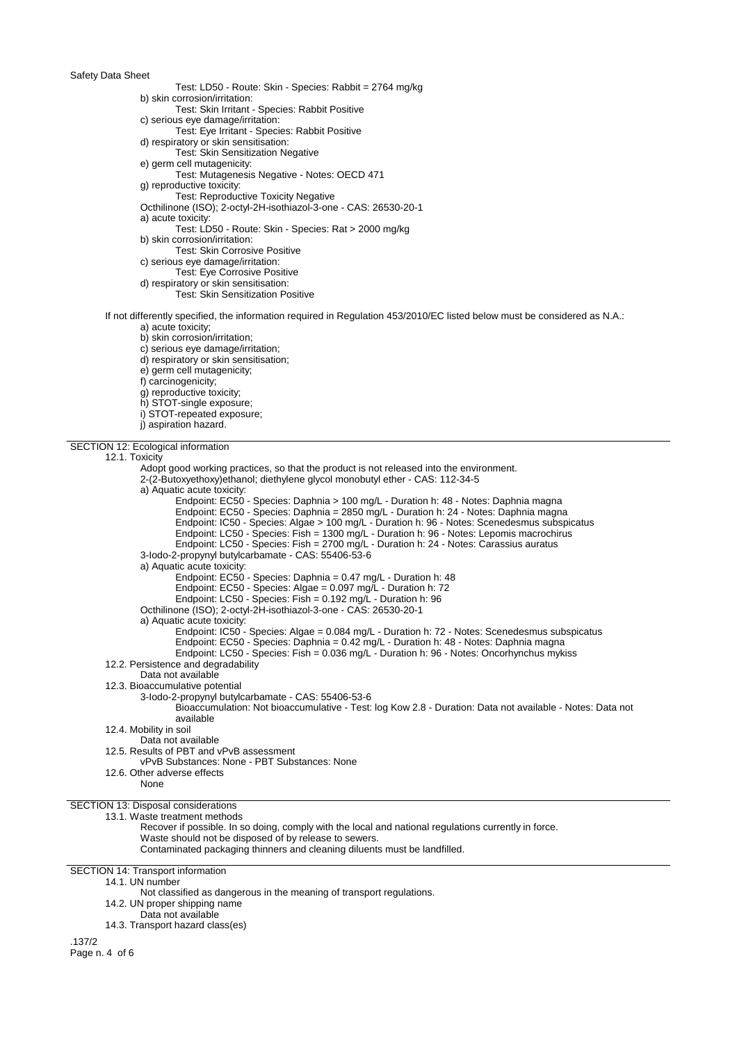Test: LD50 - Route: Skin - Species: Rabbit = 2764 mg/kg

b) skin corrosion/irritation:

Test: Skin Irritant - Species: Rabbit Positive

c) serious eye damage/irritation:

Test: Eye Irritant - Species: Rabbit Positive

d) respiratory or skin sensitisation:

Test: Skin Sensitization Negative

e) germ cell mutagenicity:

Test: Mutagenesis Negative - Notes: OECD 471

g) reproductive toxicity:

Test: Reproductive Toxicity Negative

Octhilinone (ISO); 2-octyl-2H-isothiazol-3-one - CAS: 26530-20-1

a) acute toxicity:

Test: LD50 - Route: Skin - Species: Rat > 2000 mg/kg

b) skin corrosion/irritation:

Test: Skin Corrosive Positive

c) serious eye damage/irritation:

Test: Eye Corrosive Positive

d) respiratory or skin sensitisation:

Test: Skin Sensitization Positive

If not differently specified, the information required in Regulation 453/2010/EC listed below must be considered as N.A.:

a) acute toxicity;
b) skin corrosion/irritation;
c) serious eye damage/irritation;
d) respiratory or skin sensitisation;
e) germ cell mutagenicity;
f) carcinogenicity;
g) reproductive toxicity;
h) STOT-single exposure;
i) STOT-repeated exposure;
j) aspiration hazard.

## SECTION 12: Ecological information

12.1. Toxicity

Adopt good working practices, so that the product is not released into the environment.

2-(2-Butoxyethoxy)ethanol; diethylene glycol monobutyl ether - CAS: 112-34-5

a) Aquatic acute toxicity:

Endpoint: EC50 - Species: Daphnia > 100 mg/L - Duration h: 48 - Notes: Daphnia magna
Endpoint: EC50 - Species: Daphnia = 2850 mg/L - Duration h: 24 - Notes: Daphnia magna
Endpoint: IC50 - Species: Algae > 100 mg/L - Duration h: 96 - Notes: Scenedesmus subspicatus
Endpoint: LC50 - Species: Fish = 1300 mg/L - Duration h: 96 - Notes: Lepomis macrochirus
Endpoint: LC50 - Species: Fish = 2700 mg/L - Duration h: 24 - Notes: Carassius auratus

3-Iodo-2-propynyl butylcarbamate - CAS: 55406-53-6

a) Aquatic acute toxicity:

Endpoint: EC50 - Species: Daphnia = 0.47 mg/L - Duration h: 48
Endpoint: EC50 - Species: Algae = 0.097 mg/L - Duration h: 72
Endpoint: LC50 - Species: Fish = 0.192 mg/L - Duration h: 96

Octhilinone (ISO); 2-octyl-2H-isothiazol-3-one - CAS: 26530-20-1

a) Aquatic acute toxicity:

Endpoint: IC50 - Species: Algae = 0.084 mg/L - Duration h: 72 - Notes: Scenedesmus subspicatus
Endpoint: EC50 - Species: Daphnia = 0.42 mg/L - Duration h: 48 - Notes: Daphnia magna
Endpoint: LC50 - Species: Fish = 0.036 mg/L - Duration h: 96 - Notes: Oncorhynchus mykiss

12.2. Persistence and degradability

Data not available

12.3. Bioaccumulative potential

3-Iodo-2-propynyl butylcarbamate - CAS: 55406-53-6

Bioaccumulation: Not bioaccumulative - Test: log Kow 2.8 - Duration: Data not available - Notes: Data not available

12.4. Mobility in soil

Data not available

12.5. Results of PBT and vPvB assessment

vPvB Substances: None - PBT Substances: None

12.6. Other adverse effects

None

## SECTION 13: Disposal considerations

13.1. Waste treatment methods

Recover if possible. In so doing, comply with the local and national regulations currently in force.
Waste should not be disposed of by release to sewers.
Contaminated packaging thinners and cleaning diluents must be landfilled.

## SECTION 14: Transport information

14.1. UN number

Not classified as dangerous in the meaning of transport regulations.

14.2. UN proper shipping name

Data not available

14.3. Transport hazard class(es)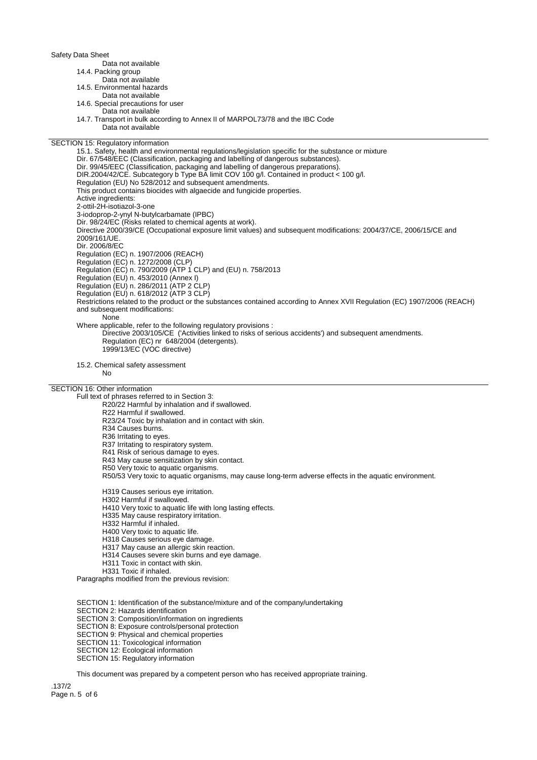Data not available

14.4. Packing group

Data not available

14.5. Environmental hazards

Data not available

14.6. Special precautions for user

Data not available

14.7. Transport in bulk according to Annex II of MARPOL73/78 and the IBC Code

Data not available

## SECTION 15: Regulatory information

15.1. Safety, health and environmental regulations/legislation specific for the substance or mixture

Dir. 67/548/EEC (Classification, packaging and labelling of dangerous substances).
Dir. 99/45/EEC (Classification, packaging and labelling of dangerous preparations).
DIR.2004/42/CE. Subcategory b Type BA limit COV 100 g/l. Contained in product < 100 g/l.
Regulation (EU) No 528/2012 and subsequent amendments.
This product contains biocides with algaecide and fungicide properties.
Active ingredients:
2-ottil-2H-isotiazol-3-one
3-iodoprop-2-ynyl N-butylcarbamate (IPBC)
Dir. 98/24/EC (Risks related to chemical agents at work).
Directive 2000/39/CE (Occupational exposure limit values) and subsequent modifications: 2004/37/CE, 2006/15/CE and 2009/161/UE.
Dir. 2006/8/EC
Regulation (EC) n. 1907/2006 (REACH)
Regulation (EC) n. 1272/2008 (CLP)
Regulation (EC) n. 790/2009 (ATP 1 CLP) and (EU) n. 758/2013
Regulation (EU) n. 453/2010 (Annex I)
Regulation (EU) n. 286/2011 (ATP 2 CLP)
Regulation (EU) n. 618/2012 (ATP 3 CLP)
Restrictions related to the product or the substances contained according to Annex XVII Regulation (EC) 1907/2006 (REACH) and subsequent modifications:

None

Where applicable, refer to the following regulatory provisions :

Directive 2003/105/CE ('Activities linked to risks of serious accidents') and subsequent amendments.
Regulation (EC) nr 648/2004 (detergents).
1999/13/EC (VOC directive)

15.2. Chemical safety assessment

No

## SECTION 16: Other information

Full text of phrases referred to in Section 3:

R20/22 Harmful by inhalation and if swallowed.
R22 Harmful if swallowed.
R23/24 Toxic by inhalation and in contact with skin.
R34 Causes burns.
R36 Irritating to eyes.
R37 Irritating to respiratory system.
R41 Risk of serious damage to eyes.
R43 May cause sensitization by skin contact.
R50 Very toxic to aquatic organisms.
R50/53 Very toxic to aquatic organisms, may cause long-term adverse effects in the aquatic environment.

H319 Causes serious eye irritation.
H302 Harmful if swallowed.
H410 Very toxic to aquatic life with long lasting effects.
H335 May cause respiratory irritation.
H332 Harmful if inhaled.
H400 Very toxic to aquatic life.
H318 Causes serious eye damage.
H317 May cause an allergic skin reaction.
H314 Causes severe skin burns and eye damage.
H311 Toxic in contact with skin.
H331 Toxic if inhaled.

Paragraphs modified from the previous revision:

SECTION 1: Identification of the substance/mixture and of the company/undertaking
SECTION 2: Hazards identification
SECTION 3: Composition/information on ingredients
SECTION 8: Exposure controls/personal protection
SECTION 9: Physical and chemical properties
SECTION 11: Toxicological information
SECTION 12: Ecological information
SECTION 15: Regulatory information

This document was prepared by a competent person who has received appropriate training.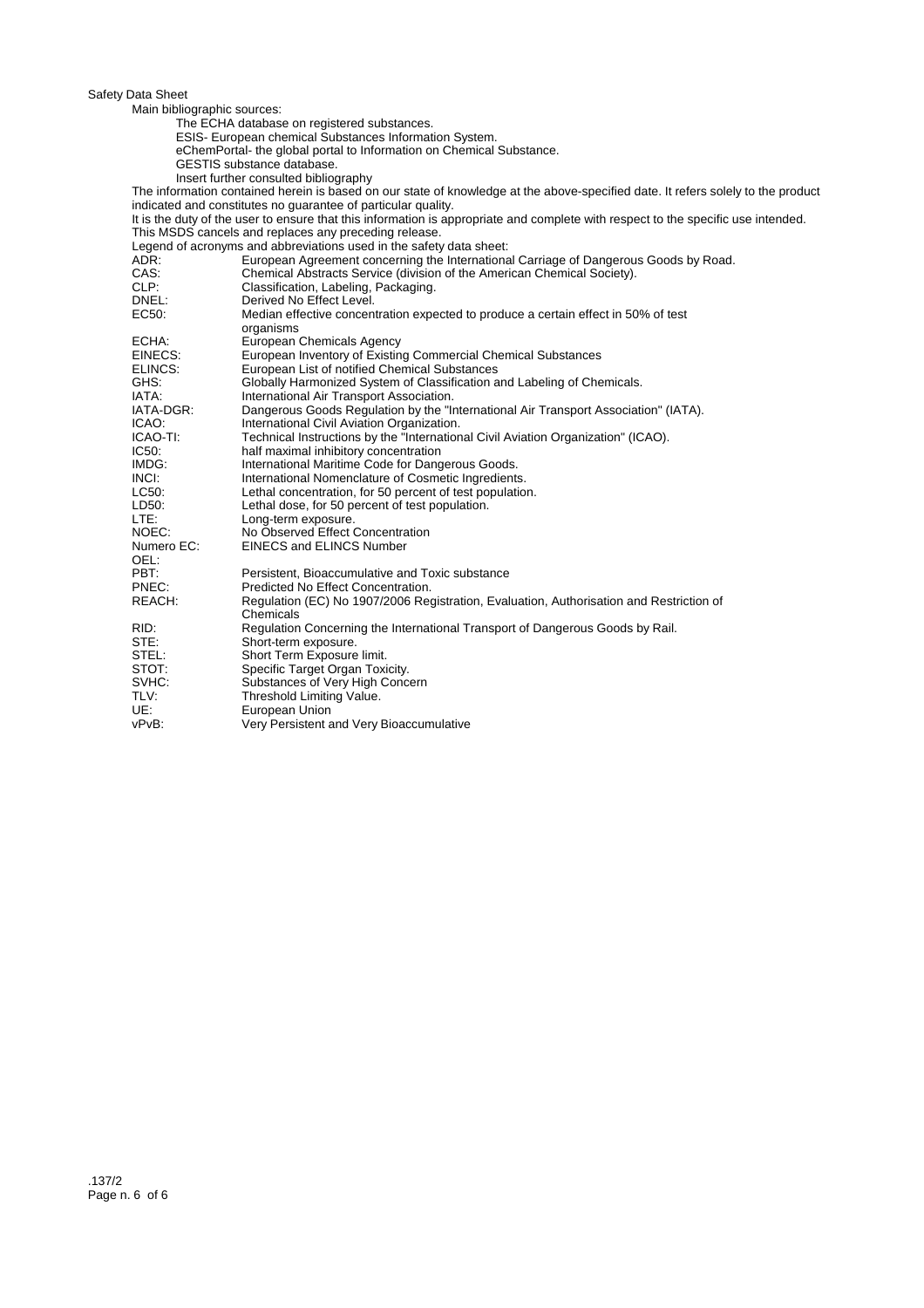Main bibliographic sources:

- The ECHA database on registered substances.
- ESIS- European chemical Substances Information System.
- eChemPortal- the global portal to Information on Chemical Substance.
- GESTIS substance database.
- Insert further consulted bibliography

The information contained herein is based on our state of knowledge at the above-specified date. It refers solely to the product indicated and constitutes no guarantee of particular quality.

It is the duty of the user to ensure that this information is appropriate and complete with respect to the specific use intended.

This MSDS cancels and replaces any preceding release.

Legend of acronyms and abbreviations used in the safety data sheet:

| | |
|---|---|
| ADR: | European Agreement concerning the International Carriage of Dangerous Goods by Road. |
| CAS: | Chemical Abstracts Service (division of the American Chemical Society). |
| CLP: | Classification, Labeling, Packaging. |
| DNEL: | Derived No Effect Level. |
| EC50: | Median effective concentration expected to produce a certain effect in 50% of test organisms |
| ECHA: | European Chemicals Agency |
| EINECS: | European Inventory of Existing Commercial Chemical Substances |
| ELINCS: | European List of notified Chemical Substances |
| GHS: | Globally Harmonized System of Classification and Labeling of Chemicals. |
| IATA: | International Air Transport Association. |
| IATA-DGR: | Dangerous Goods Regulation by the "International Air Transport Association" (IATA). |
| ICAO: | International Civil Aviation Organization. |
| ICAO-TI: | Technical Instructions by the "International Civil Aviation Organization" (ICAO). |
| IC50: | half maximal inhibitory concentration |
| IMDG: | International Maritime Code for Dangerous Goods. |
| INCI: | International Nomenclature of Cosmetic Ingredients. |
| LC50: | Lethal concentration, for 50 percent of test population. |
| LD50: | Lethal dose, for 50 percent of test population. |
| LTE: | Long-term exposure. |
| NOEC: | No Observed Effect Concentration |
| Numero EC: | EINECS and ELINCS Number |
| OEL: | |
| PBT: | Persistent, Bioaccumulative and Toxic substance |
| PNEC: | Predicted No Effect Concentration. |
| REACH: | Regulation (EC) No 1907/2006 Registration, Evaluation, Authorisation and Restriction of Chemicals |
| RID: | Regulation Concerning the International Transport of Dangerous Goods by Rail. |
| STE: | Short-term exposure. |
| STEL: | Short Term Exposure limit. |
| STOT: | Specific Target Organ Toxicity. |
| SVHC: | Substances of Very High Concern |
| TLV: | Threshold Limiting Value. |
| UE: | European Union |
| vPvB: | Very Persistent and Very Bioaccumulative |